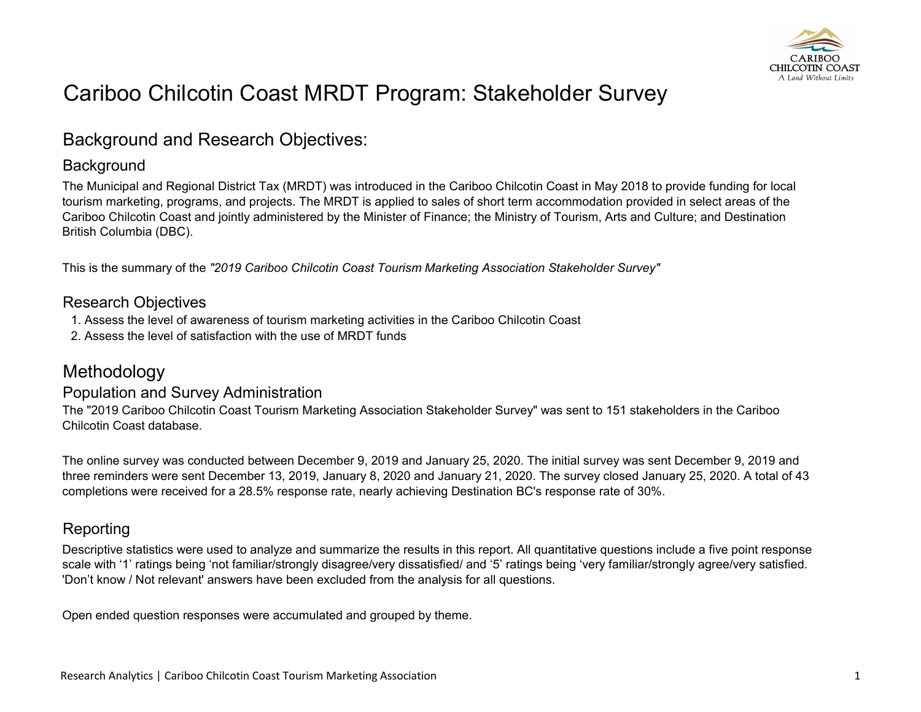# Cariboo Chilcotin Coast MRDT Program: Stakeholder Survey

## Background and Research Objectives:

### Background

The Municipal and Regional District Tax (MRDT) was introduced in the Cariboo Chilcotin Coast in May 2018 to provide funding for local tourism marketing, programs, and projects. The MRDT is applied to sales of short term accommodation provided in select areas of the Cariboo Chilcotin Coast and jointly administered by the Minister of Finance; the Ministry of Tourism, Arts and Culture; and Destination British Columbia (DBC).

This is the summary of the *"2019 Cariboo Chilcotin Coast Tourism Marketing Association Stakeholder Survey"*

### Research Objectives

1. Assess the level of awareness of tourism marketing activities in the Cariboo Chilcotin Coast
2. Assess the level of satisfaction with the use of MRDT funds

## Methodology

### Population and Survey Administration

The "2019 Cariboo Chilcotin Coast Tourism Marketing Association Stakeholder Survey" was sent to 151 stakeholders in the Cariboo Chilcotin Coast database.

The online survey was conducted between December 9, 2019 and January 25, 2020. The initial survey was sent December 9, 2019 and three reminders were sent December 13, 2019, January 8, 2020 and January 21, 2020. The survey closed January 25, 2020. A total of 43 completions were received for a 28.5% response rate, nearly achieving Destination BC's response rate of 30%.

### Reporting

Descriptive statistics were used to analyze and summarize the results in this report. All quantitative questions include a five point response scale with '1' ratings being 'not familiar/strongly disagree/very dissatisfied/ and '5' ratings being 'very familiar/strongly agree/very satisfied. 'Don't know / Not relevant' answers have been excluded from the analysis for all questions.

Open ended question responses were accumulated and grouped by theme.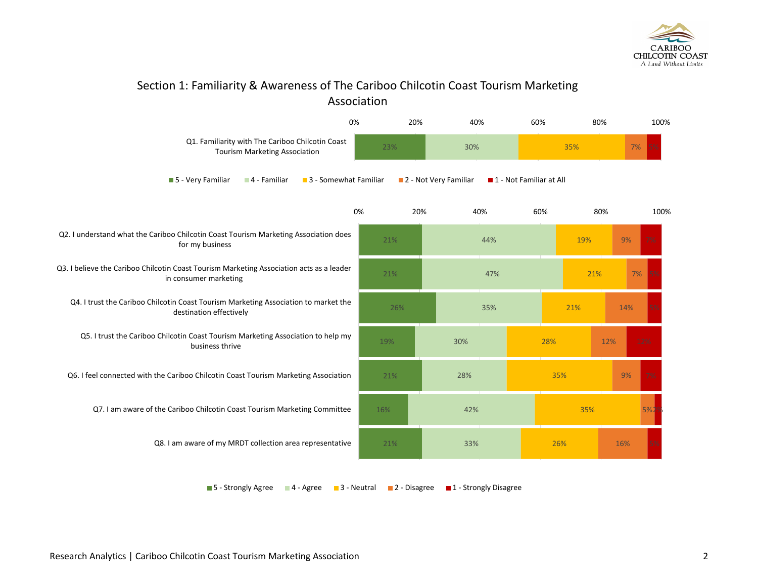## Section 1: Familiarity & Awareness of The Cariboo Chilcotin Coast Tourism Marketing Association

| Question | 5 - Very Familiar | 4 - Familiar | 3 - Somewhat Familiar | 2 - Not Very Familiar | 1 - Not Familiar at All |
|---|---|---|---|---|---|
| Q1. Familiarity with The Cariboo Chilcotin Coast Tourism Marketing Association | 23% | 30% | 35% | 7% | 5% |

| Question | 5 - Strongly Agree | 4 - Agree | 3 - Neutral | 2 - Disagree | 1 - Strongly Disagree |
|---|---|---|---|---|---|
| Q2. I understand what the Cariboo Chilcotin Coast Tourism Marketing Association does for my business | 21% | 44% | 19% | 9% | 7% |
| Q3. I believe the Cariboo Chilcotin Coast Tourism Marketing Association acts as a leader in consumer marketing | 21% | 47% | 21% | 7% | 5% |
| Q4. I trust the Cariboo Chilcotin Coast Tourism Marketing Association to market the destination effectively | 26% | 35% | 21% | 14% | 5% |
| Q5. I trust the Cariboo Chilcotin Coast Tourism Marketing Association to help my business thrive | 19% | 30% | 28% | 12% | 12% |
| Q6. I feel connected with the Cariboo Chilcotin Coast Tourism Marketing Association | 21% | 28% | 35% | 9% | 7% |
| Q7. I am aware of the Cariboo Chilcotin Coast Tourism Marketing Committee | 16% | 42% | 35% | 5% | 2% |
| Q8. I am aware of my MRDT collection area representative | 21% | 33% | 26% | 16% | 5% |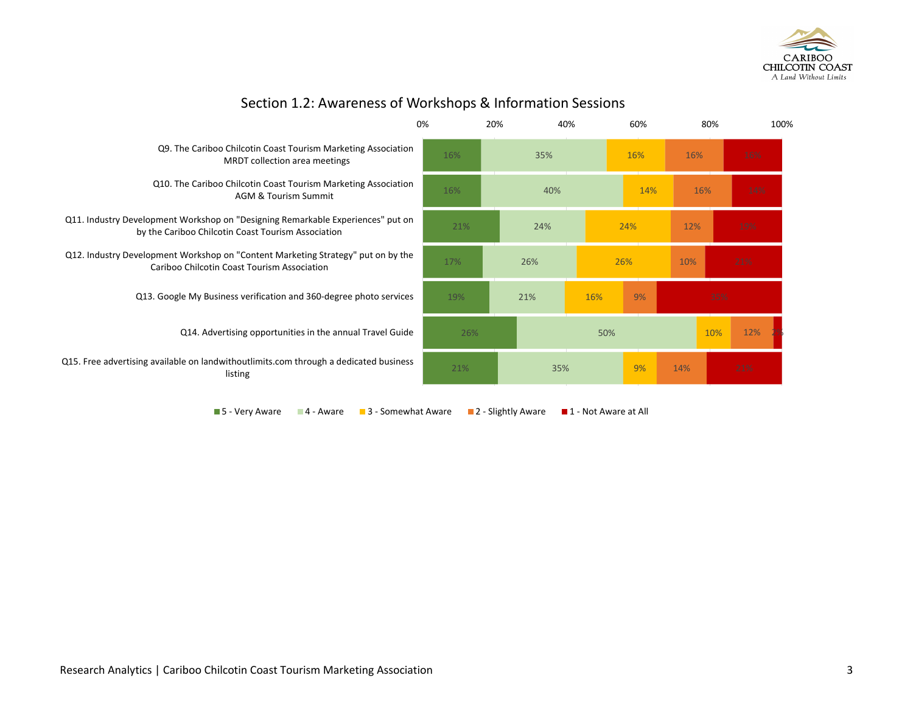## Section 1.2: Awareness of Workshops & Information Sessions

| Question | 5 - Very Aware | 4 - Aware | 3 - Somewhat Aware | 2 - Slightly Aware | 1 - Not Aware at All |
|---|---|---|---|---|---|
| Q9. The Cariboo Chilcotin Coast Tourism Marketing Association MRDT collection area meetings | 16% | 35% | 16% | 16% | 16% |
| Q10. The Cariboo Chilcotin Coast Tourism Marketing Association AGM & Tourism Summit | 16% | 40% | 14% | 16% | 14% |
| Q11. Industry Development Workshop on "Designing Remarkable Experiences" put on by the Cariboo Chilcotin Coast Tourism Association | 21% | 24% | 24% | 12% | 19% |
| Q12. Industry Development Workshop on "Content Marketing Strategy" put on by the Cariboo Chilcotin Coast Tourism Association | 17% | 26% | 26% | 10% | 21% |
| Q13. Google My Business verification and 360-degree photo services | 19% | 21% | 16% | 9% | 35% |
| Q14. Advertising opportunities in the annual Travel Guide | 26% | 50% | 10% | 12% | 2% |
| Q15. Free advertising available on landwithoutlimits.com through a dedicated business listing | 21% | 35% | 9% | 14% | 21% |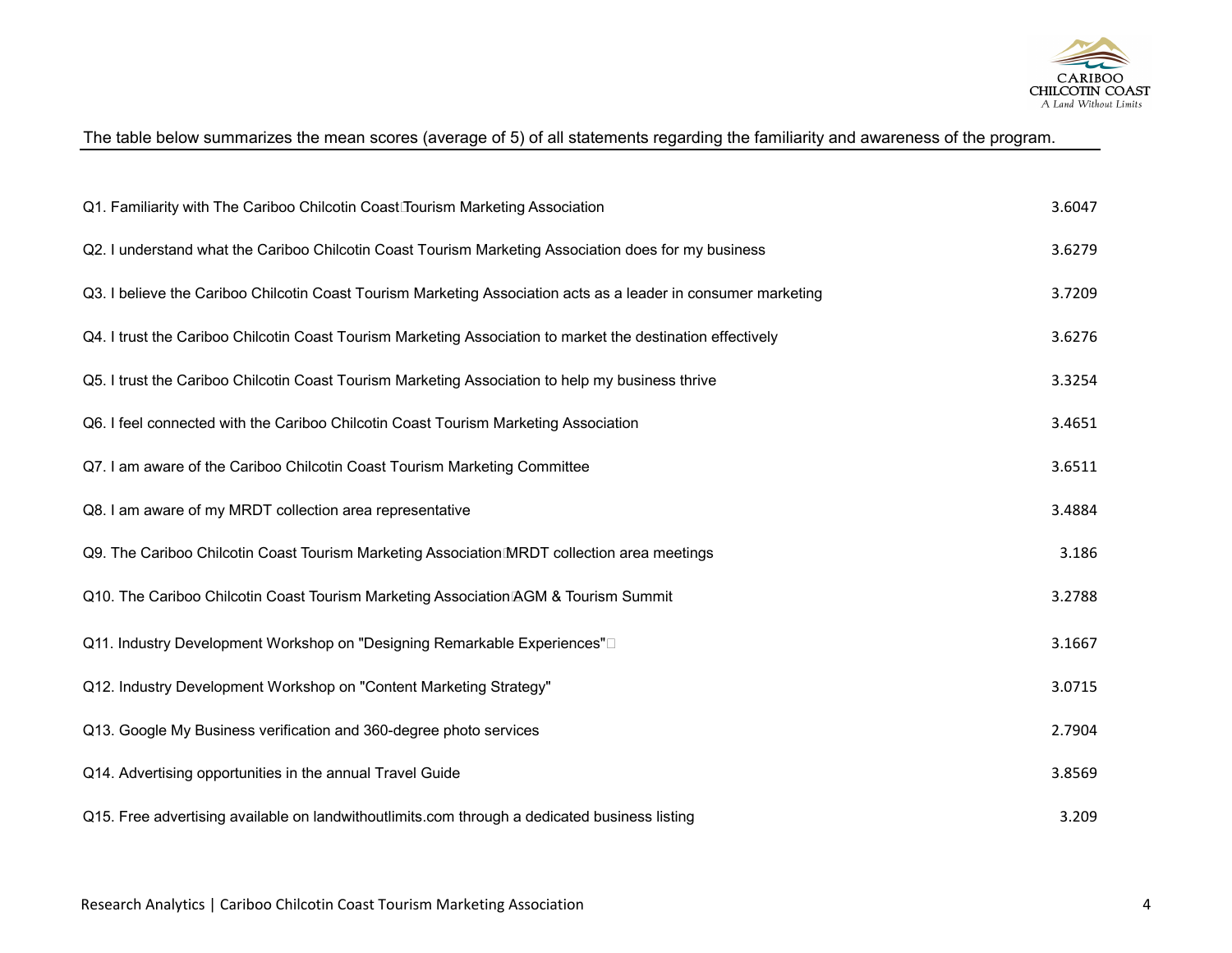The table below summarizes the mean scores (average of 5) of all statements regarding the familiarity and awareness of the program.

| | |
|---|---|
| Q1. Familiarity with The Cariboo Chilcotin Coast Tourism Marketing Association | 3.6047 |
| Q2. I understand what the Cariboo Chilcotin Coast Tourism Marketing Association does for my business | 3.6279 |
| Q3. I believe the Cariboo Chilcotin Coast Tourism Marketing Association acts as a leader in consumer marketing | 3.7209 |
| Q4. I trust the Cariboo Chilcotin Coast Tourism Marketing Association to market the destination effectively | 3.6276 |
| Q5. I trust the Cariboo Chilcotin Coast Tourism Marketing Association to help my business thrive | 3.3254 |
| Q6. I feel connected with the Cariboo Chilcotin Coast Tourism Marketing Association | 3.4651 |
| Q7. I am aware of the Cariboo Chilcotin Coast Tourism Marketing Committee | 3.6511 |
| Q8. I am aware of my MRDT collection area representative | 3.4884 |
| Q9. The Cariboo Chilcotin Coast Tourism Marketing Association MRDT collection area meetings | 3.186 |
| Q10. The Cariboo Chilcotin Coast Tourism Marketing Association AGM & Tourism Summit | 3.2788 |
| Q11. Industry Development Workshop on "Designing Remarkable Experiences" | 3.1667 |
| Q12. Industry Development Workshop on "Content Marketing Strategy" | 3.0715 |
| Q13. Google My Business verification and 360-degree photo services | 2.7904 |
| Q14. Advertising opportunities in the annual Travel Guide | 3.8569 |
| Q15. Free advertising available on landwithoutlimits.com through a dedicated business listing | 3.209 |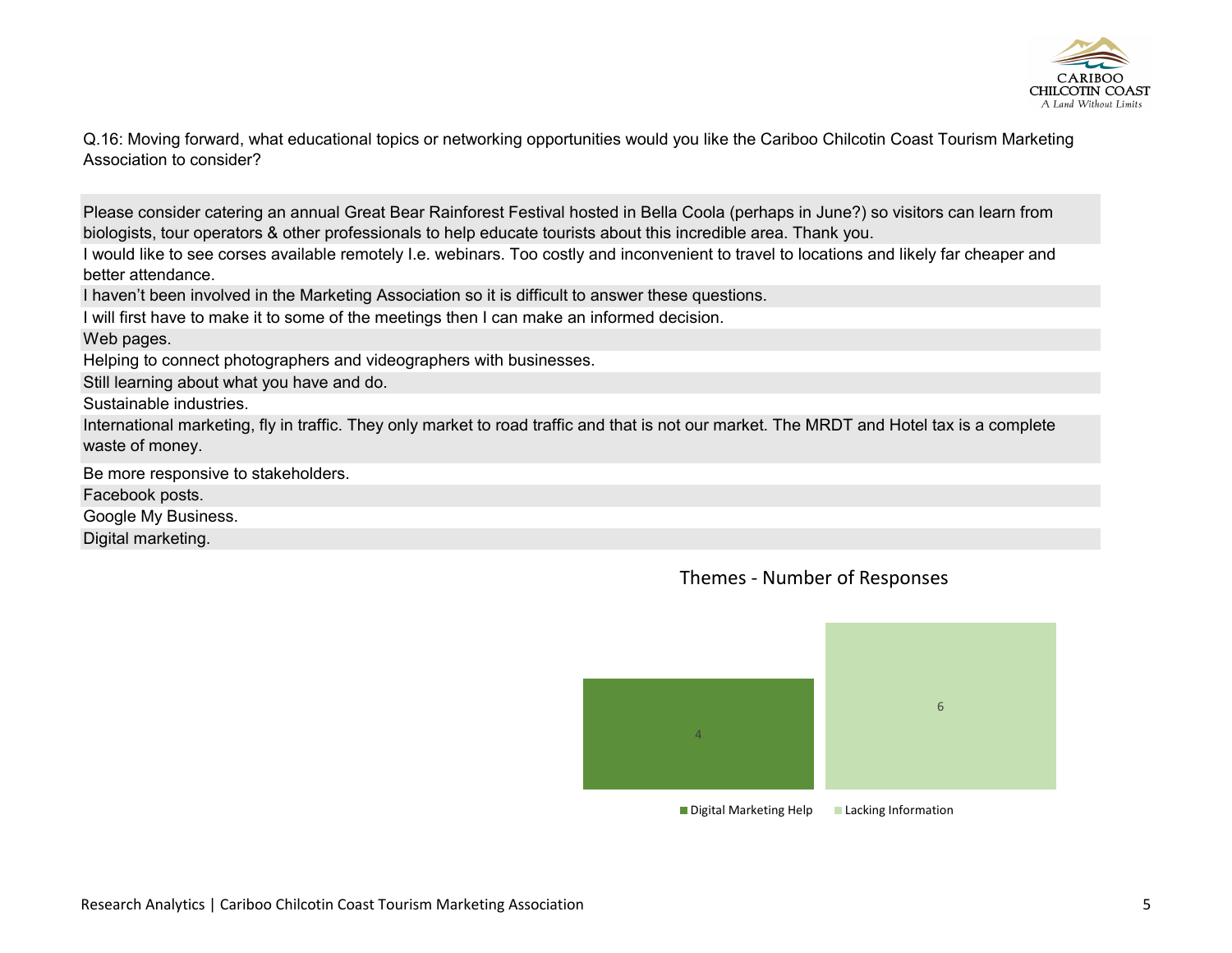Q.16: Moving forward, what educational topics or networking opportunities would you like the Cariboo Chilcotin Coast Tourism Marketing Association to consider?

| |
|---|
| Please consider catering an annual Great Bear Rainforest Festival hosted in Bella Coola (perhaps in June?) so visitors can learn from biologists, tour operators & other professionals to help educate tourists about this incredible area. Thank you. |
| I would like to see corses available remotely I.e. webinars. Too costly and inconvenient to travel to locations and likely far cheaper and better attendance. |
| I haven't been involved in the Marketing Association so it is difficult to answer these questions. |
| I will first have to make it to some of the meetings then I can make an informed decision. |
| Web pages. |
| Helping to connect photographers and videographers with businesses. |
| Still learning about what you have and do. |
| Sustainable industries. |
| International marketing, fly in traffic. They only market to road traffic and that is not our market. The MRDT and Hotel tax is a complete waste of money. |
| Be more responsive to stakeholders. |
| Facebook posts. |
| Google My Business. |
| Digital marketing. |

**Themes - Number of Responses**

| Theme | Number of Responses |
|---|---|
| Digital Marketing Help | 4 |
| Lacking Information | 6 |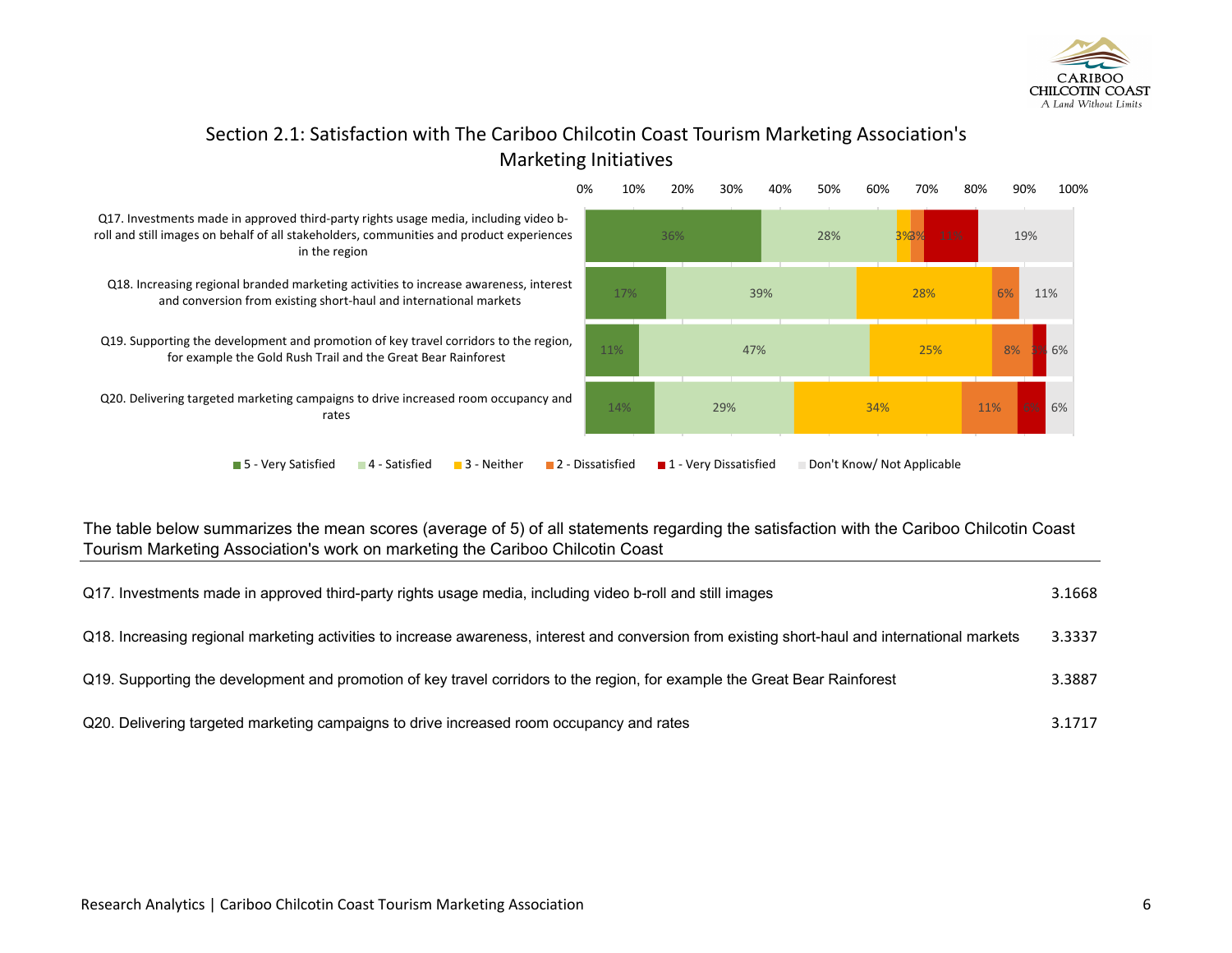## Section 2.1: Satisfaction with The Cariboo Chilcotin Coast Tourism Marketing Association's Marketing Initiatives

| Statement | 5 - Very Satisfied | 4 - Satisfied | 3 - Neither | 2 - Dissatisfied | 1 - Very Dissatisfied | Don't Know/ Not Applicable |
|---|---|---|---|---|---|---|
| Q17. Investments made in approved third-party rights usage media, including video b-roll and still images on behalf of all stakeholders, communities and product experiences in the region | 36% | 28% | 3% | 3% | 11% | 19% |
| Q18. Increasing regional branded marketing activities to increase awareness, interest and conversion from existing short-haul and international markets | 17% | 39% | 28% | 6% | | 11% |
| Q19. Supporting the development and promotion of key travel corridors to the region, for example the Gold Rush Trail and the Great Bear Rainforest | 11% | 47% | 25% | 8% | 3% | 6% |
| Q20. Delivering targeted marketing campaigns to drive increased room occupancy and rates | 14% | 29% | 34% | 11% | 6% | 6% |

The table below summarizes the mean scores (average of 5) of all statements regarding the satisfaction with the Cariboo Chilcotin Coast Tourism Marketing Association's work on marketing the Cariboo Chilcotin Coast

| Statement | Mean |
|---|---|
| Q17. Investments made in approved third-party rights usage media, including video b-roll and still images | 3.1668 |
| Q18. Increasing regional marketing activities to increase awareness, interest and conversion from existing short-haul and international markets | 3.3337 |
| Q19. Supporting the development and promotion of key travel corridors to the region, for example the Great Bear Rainforest | 3.3887 |
| Q20. Delivering targeted marketing campaigns to drive increased room occupancy and rates | 3.1717 |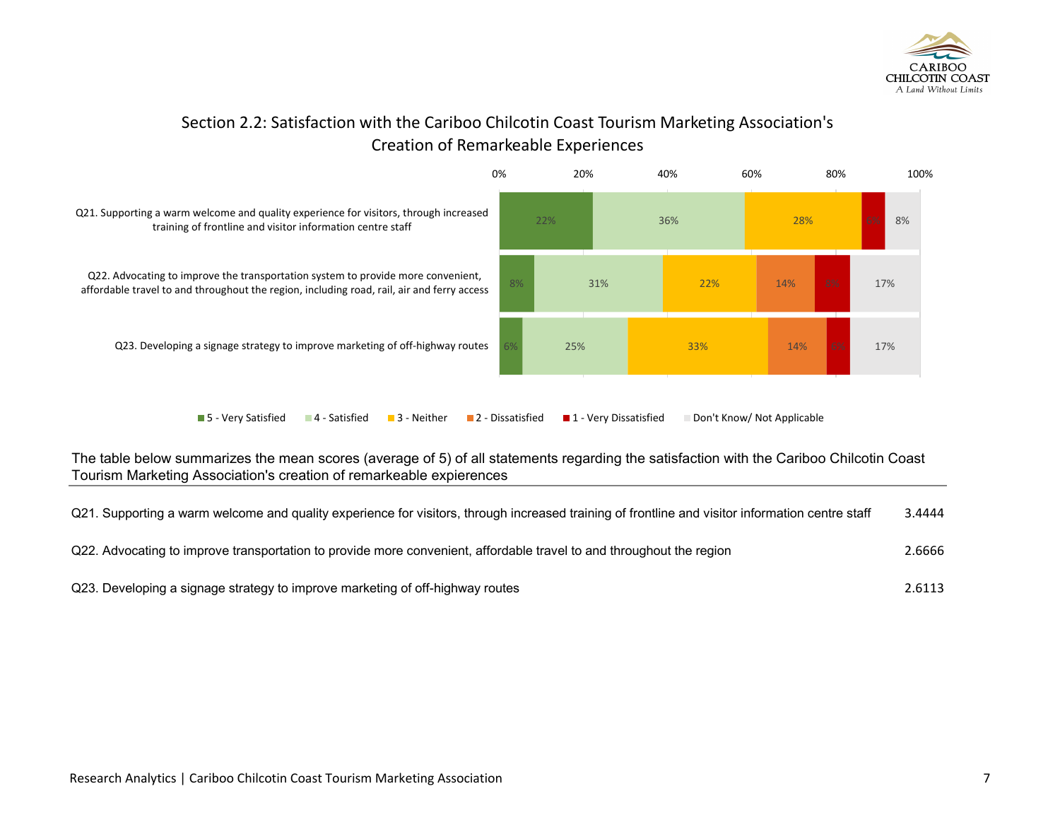## Section 2.2: Satisfaction with the Cariboo Chilcotin Coast Tourism Marketing Association's Creation of Remarkeable Experiences

| Statement | 5 - Very Satisfied | 4 - Satisfied | 3 - Neither | 2 - Dissatisfied | 1 - Very Dissatisfied | Don't Know/ Not Applicable |
|---|---|---|---|---|---|---|
| Q21. Supporting a warm welcome and quality experience for visitors, through increased training of frontline and visitor information centre staff | 22% | 36% | 28% | | 6% | 8% |
| Q22. Advocating to improve the transportation system to provide more convenient, affordable travel to and throughout the region, including road, rail, air and ferry access | 8% | 31% | 22% | 14% | 8% | 17% |
| Q23. Developing a signage strategy to improve marketing of off-highway routes | 6% | 25% | 33% | 14% | 5% | 17% |

The table below summarizes the mean scores (average of 5) of all statements regarding the satisfaction with the Cariboo Chilcotin Coast Tourism Marketing Association's creation of remarkeable expierences

| Statement | Mean |
|---|---|
| Q21. Supporting a warm welcome and quality experience for visitors, through increased training of frontline and visitor information centre staff | 3.4444 |
| Q22. Advocating to improve transportation to provide more convenient, affordable travel to and throughout the region | 2.6666 |
| Q23. Developing a signage strategy to improve marketing of off-highway routes | 2.6113 |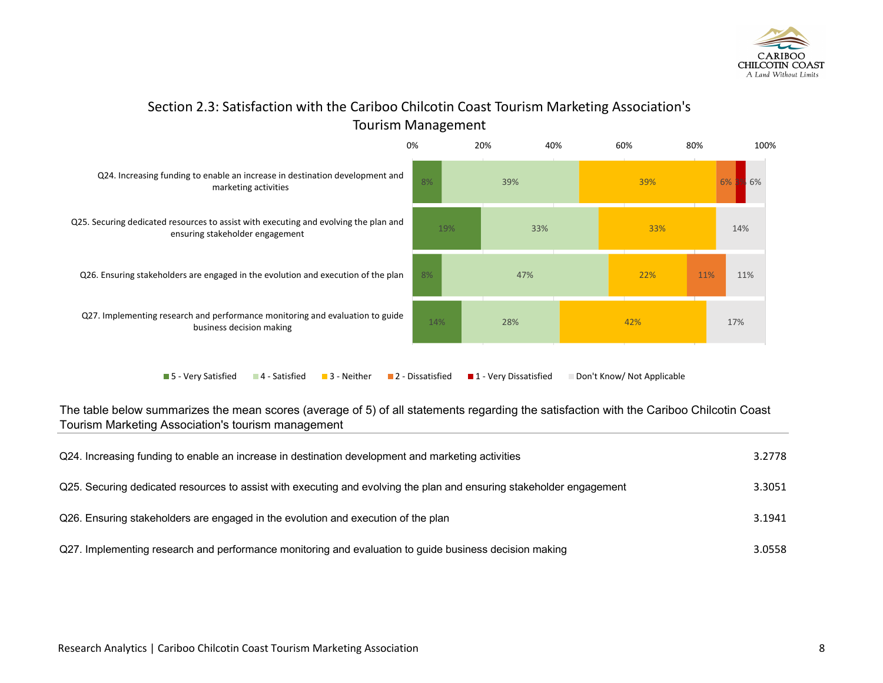## Section 2.3: Satisfaction with the Cariboo Chilcotin Coast Tourism Marketing Association's Tourism Management

| | 5 - Very Satisfied | 4 - Satisfied | 3 - Neither | 2 - Dissatisfied | 1 - Very Dissatisfied | Don't Know/ Not Applicable |
|---|---|---|---|---|---|---|
| Q24. Increasing funding to enable an increase in destination development and marketing activities | 8% | 39% | 39% | 6% | 3% | 6% |
| Q25. Securing dedicated resources to assist with executing and evolving the plan and ensuring stakeholder engagement | 19% | 33% | 33% | | | 14% |
| Q26. Ensuring stakeholders are engaged in the evolution and execution of the plan | 8% | 47% | 22% | 11% | | 11% |
| Q27. Implementing research and performance monitoring and evaluation to guide business decision making | 14% | 28% | 42% | | | 17% |

The table below summarizes the mean scores (average of 5) of all statements regarding the satisfaction with the Cariboo Chilcotin Coast Tourism Marketing Association's tourism management

| Statement | Mean |
|---|---|
| Q24. Increasing funding to enable an increase in destination development and marketing activities | 3.2778 |
| Q25. Securing dedicated resources to assist with executing and evolving the plan and ensuring stakeholder engagement | 3.3051 |
| Q26. Ensuring stakeholders are engaged in the evolution and execution of the plan | 3.1941 |
| Q27. Implementing research and performance monitoring and evaluation to guide business decision making | 3.0558 |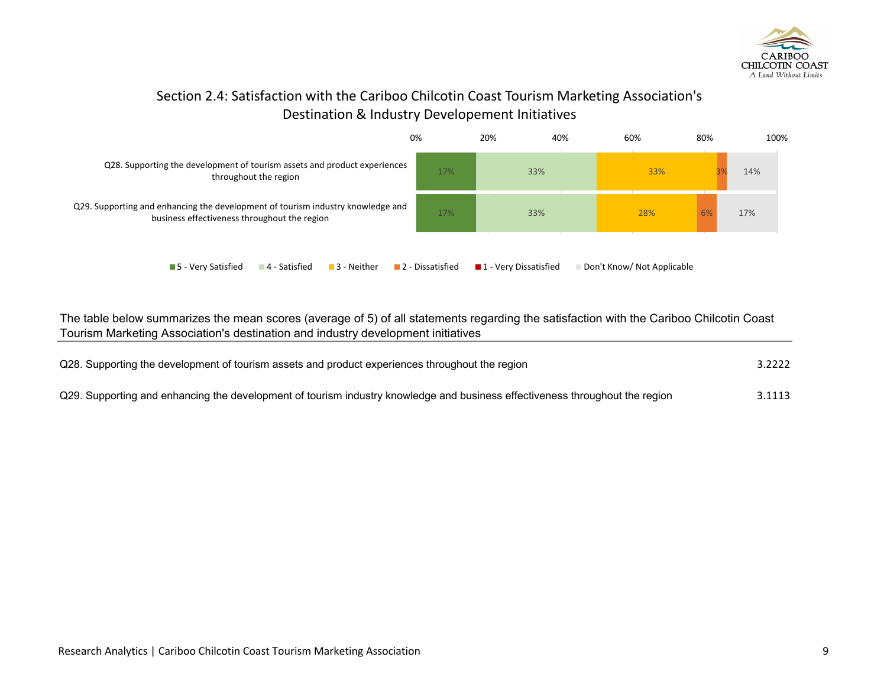## Section 2.4: Satisfaction with the Cariboo Chilcotin Coast Tourism Marketing Association's Destination & Industry Developement Initiatives

| | 5 - Very Satisfied | 4 - Satisfied | 3 - Neither | 2 - Dissatisfied | 1 - Very Dissatisfied | Don't Know/ Not Applicable |
|---|---|---|---|---|---|---|
| Q28. Supporting the development of tourism assets and product experiences throughout the region | 17% | 33% | 33% | 3% | | 14% |
| Q29. Supporting and enhancing the development of tourism industry knowledge and business effectiveness throughout the region | 17% | 33% | 28% | 6% | | 17% |

The table below summarizes the mean scores (average of 5) of all statements regarding the satisfaction with the Cariboo Chilcotin Coast Tourism Marketing Association's destination and industry development initiatives

| Statement | Mean |
|---|---|
| Q28. Supporting the development of tourism assets and product experiences throughout the region | 3.2222 |
| Q29. Supporting and enhancing the development of tourism industry knowledge and business effectiveness throughout the region | 3.1113 |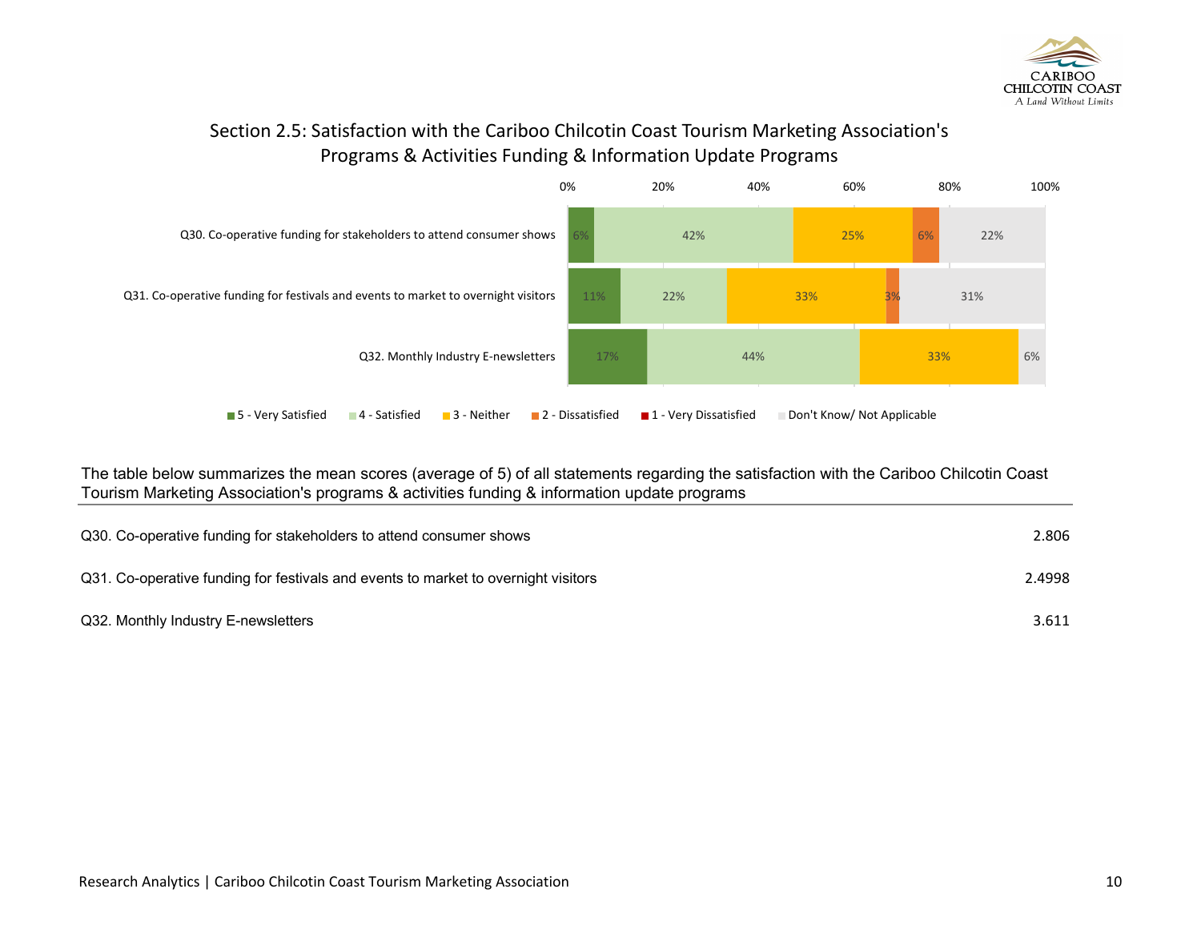## Section 2.5: Satisfaction with the Cariboo Chilcotin Coast Tourism Marketing Association's Programs & Activities Funding & Information Update Programs

| | 5 - Very Satisfied | 4 - Satisfied | 3 - Neither | 2 - Dissatisfied | 1 - Very Dissatisfied | Don't Know/ Not Applicable |
|---|---|---|---|---|---|---|
| Q30. Co-operative funding for stakeholders to attend consumer shows | 6% | 42% | 25% | 6% | | 22% |
| Q31. Co-operative funding for festivals and events to market to overnight visitors | 11% | 22% | 33% | 3% | | 31% |
| Q32. Monthly Industry E-newsletters | 17% | 44% | 33% | | | 6% |

The table below summarizes the mean scores (average of 5) of all statements regarding the satisfaction with the Cariboo Chilcotin Coast Tourism Marketing Association's programs & activities funding & information update programs

| | |
|---|---|
| Q30. Co-operative funding for stakeholders to attend consumer shows | 2.806 |
| Q31. Co-operative funding for festivals and events to market to overnight visitors | 2.4998 |
| Q32. Monthly Industry E-newsletters | 3.611 |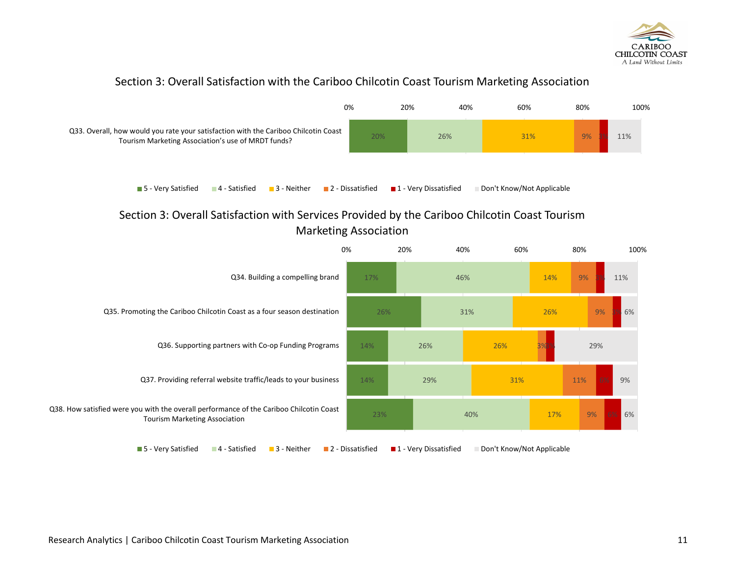## Section 3: Overall Satisfaction with the Cariboo Chilcotin Coast Tourism Marketing Association

| Question | 5 - Very Satisfied | 4 - Satisfied | 3 - Neither | 2 - Dissatisfied | 1 - Very Dissatisfied | Don't Know/Not Applicable |
|---|---|---|---|---|---|---|
| Q33. Overall, how would you rate your satisfaction with the Cariboo Chilcotin Coast Tourism Marketing Association's use of MRDT funds? | 20% | 26% | 31% | 9% | 3% | 11% |

## Section 3: Overall Satisfaction with Services Provided by the Cariboo Chilcotin Coast Tourism Marketing Association

| Question | 5 - Very Satisfied | 4 - Satisfied | 3 - Neither | 2 - Dissatisfied | 1 - Very Dissatisfied | Don't Know/Not Applicable |
|---|---|---|---|---|---|---|
| Q34. Building a compelling brand | 17% | 46% | 14% | 9% | 3% | 11% |
| Q35. Promoting the Cariboo Chilcotin Coast as a four season destination | 26% | 31% | 26% | 9% | 3% | 6% |
| Q36. Supporting partners with Co-op Funding Programs | 14% | 26% | 26% | 3% | 3% | 29% |
| Q37. Providing referral website traffic/leads to your business | 14% | 29% | 31% | 11% | 6% | 9% |
| Q38. How satisfied were you with the overall performance of the Cariboo Chilcotin Coast Tourism Marketing Association | 23% | 40% | 17% | 9% | 6% | 6% |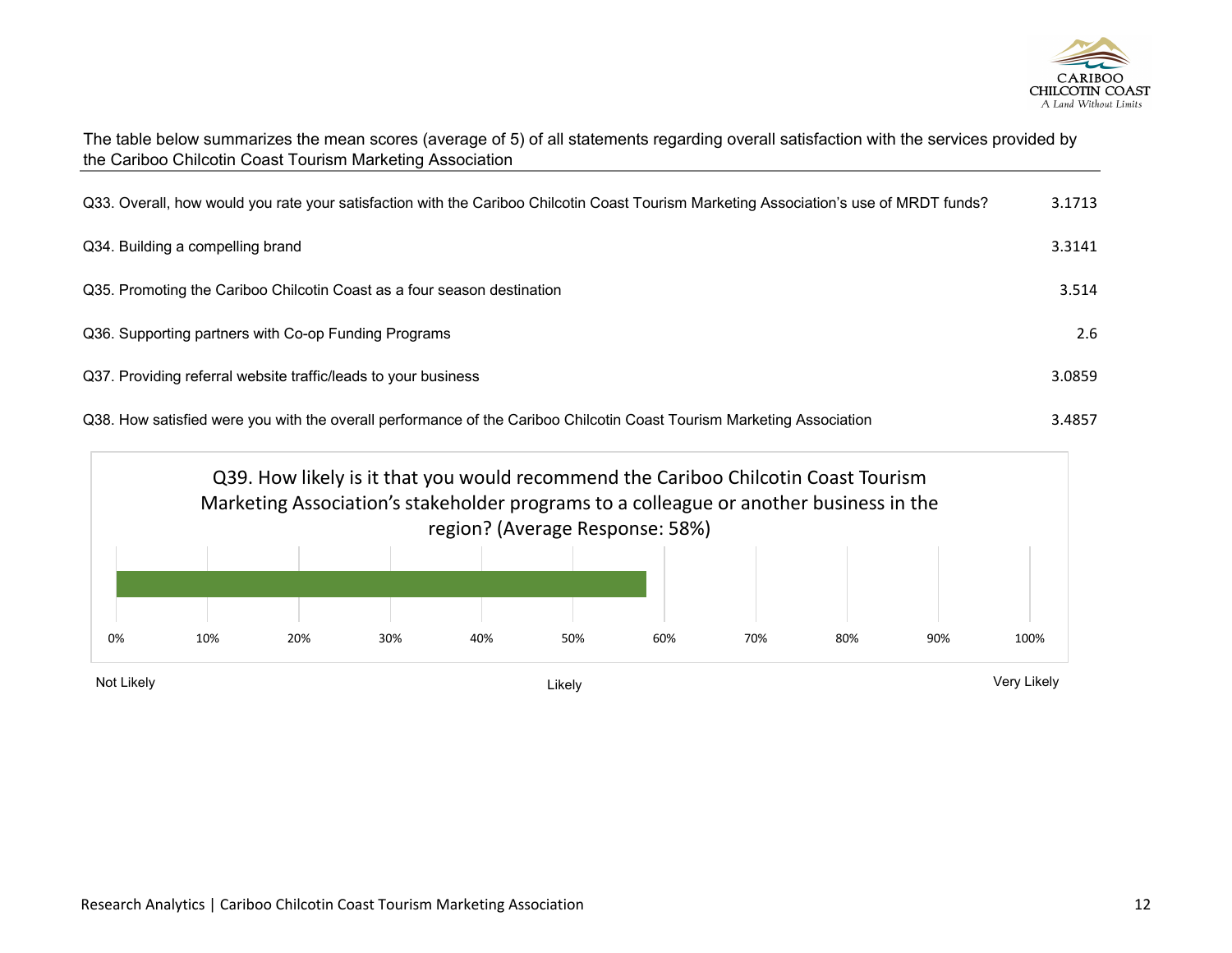The table below summarizes the mean scores (average of 5) of all statements regarding overall satisfaction with the services provided by the Cariboo Chilcotin Coast Tourism Marketing Association

| Statement | Mean Score |
|---|---|
| Q33. Overall, how would you rate your satisfaction with the Cariboo Chilcotin Coast Tourism Marketing Association's use of MRDT funds? | 3.1713 |
| Q34. Building a compelling brand | 3.3141 |
| Q35. Promoting the Cariboo Chilcotin Coast as a four season destination | 3.514 |
| Q36. Supporting partners with Co-op Funding Programs | 2.6 |
| Q37. Providing referral website traffic/leads to your business | 3.0859 |
| Q38. How satisfied were you with the overall performance of the Cariboo Chilcotin Coast Tourism Marketing Association | 3.4857 |

Q39. How likely is it that you would recommend the Cariboo Chilcotin Coast Tourism Marketing Association's stakeholder programs to a colleague or another business in the region? (Average Response: 58%)

0% 10% 20% 30% 40% 50% 60% 70% 80% 90% 100%

Not Likely — Likely — Very Likely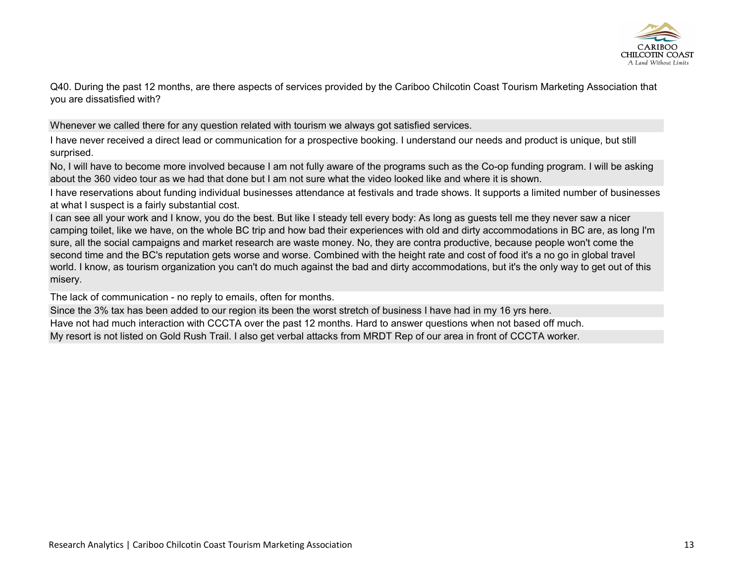Q40. During the past 12 months, are there aspects of services provided by the Cariboo Chilcotin Coast Tourism Marketing Association that you are dissatisfied with?

Whenever we called there for any question related with tourism we always got satisfied services.

I have never received a direct lead or communication for a prospective booking. I understand our needs and product is unique, but still surprised.

No, I will have to become more involved because I am not fully aware of the programs such as the Co-op funding program. I will be asking about the 360 video tour as we had that done but I am not sure what the video looked like and where it is shown.

I have reservations about funding individual businesses attendance at festivals and trade shows. It supports a limited number of businesses at what I suspect is a fairly substantial cost.

I can see all your work and I know, you do the best. But like I steady tell every body: As long as guests tell me they never saw a nicer camping toilet, like we have, on the whole BC trip and how bad their experiences with old and dirty accommodations in BC are, as long I'm sure, all the social campaigns and market research are waste money. No, they are contra productive, because people won't come the second time and the BC's reputation gets worse and worse. Combined with the height rate and cost of food it's a no go in global travel world. I know, as tourism organization you can't do much against the bad and dirty accommodations, but it's the only way to get out of this misery.

The lack of communication - no reply to emails, often for months.

Since the 3% tax has been added to our region its been the worst stretch of business I have had in my 16 yrs here.

Have not had much interaction with CCCTA over the past 12 months. Hard to answer questions when not based off much.

My resort is not listed on Gold Rush Trail. I also get verbal attacks from MRDT Rep of our area in front of CCCTA worker.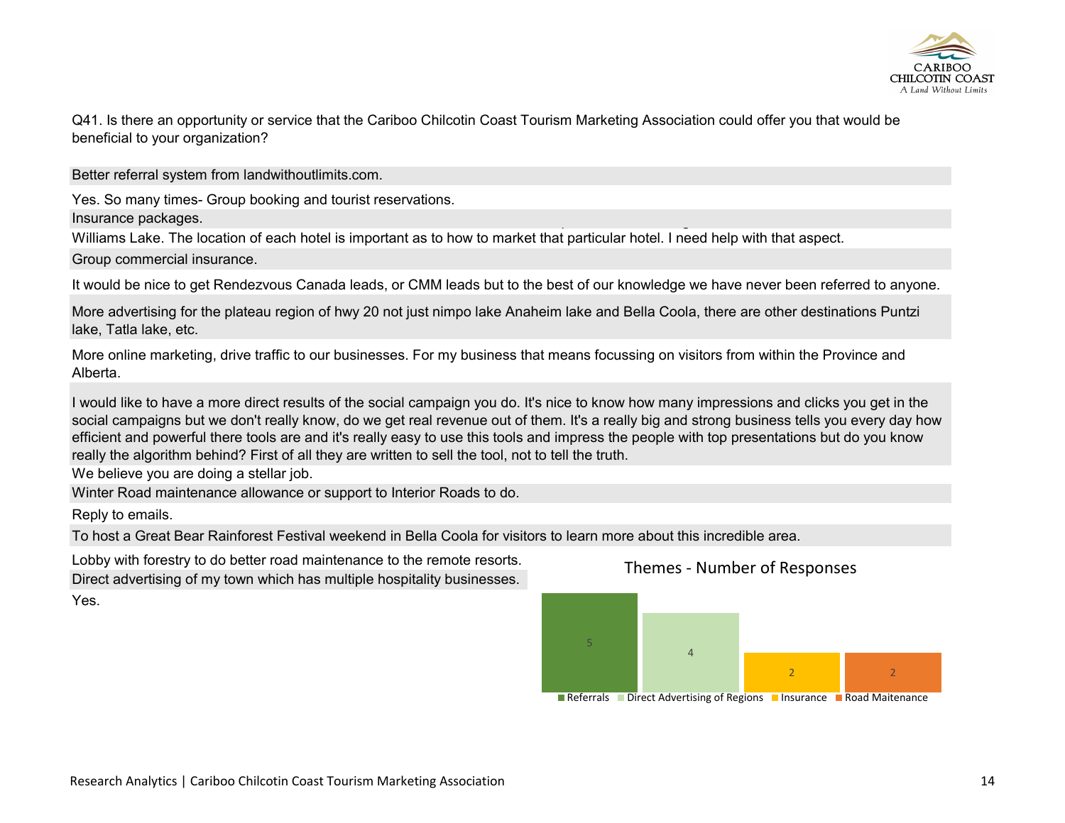Q41. Is there an opportunity or service that the Cariboo Chilcotin Coast Tourism Marketing Association could offer you that would be beneficial to your organization?

Better referral system from landwithoutlimits.com.

Yes. So many times- Group booking and tourist reservations.

Insurance packages.

Williams Lake. The location of each hotel is important as to how to market that particular hotel. I need help with that aspect.

Group commercial insurance.

It would be nice to get Rendezvous Canada leads, or CMM leads but to the best of our knowledge we have never been referred to anyone.

More advertising for the plateau region of hwy 20 not just nimpo lake Anaheim lake and Bella Coola, there are other destinations Puntzi lake, Tatla lake, etc.

More online marketing, drive traffic to our businesses. For my business that means focussing on visitors from within the Province and Alberta.

I would like to have a more direct results of the social campaign you do. It's nice to know how many impressions and clicks you get in the social campaigns but we don't really know, do we get real revenue out of them. It's a really big and strong business tells you every day how efficient and powerful there tools are and it's really easy to use this tools and impress the people with top presentations but do you know really the algorithm behind? First of all they are written to sell the tool, not to tell the truth.

We believe you are doing a stellar job.

Winter Road maintenance allowance or support to Interior Roads to do.

Reply to emails.

To host a Great Bear Rainforest Festival weekend in Bella Coola for visitors to learn more about this incredible area.

Lobby with forestry to do better road maintenance to the remote resorts.

Direct advertising of my town which has multiple hospitality businesses.

Yes.

**Themes - Number of Responses**

| Theme | Number of Responses |
| --- | --- |
| Referrals | 5 |
| Direct Advertising of Regions | 4 |
| Insurance | 2 |
| Road Maitenance | 2 |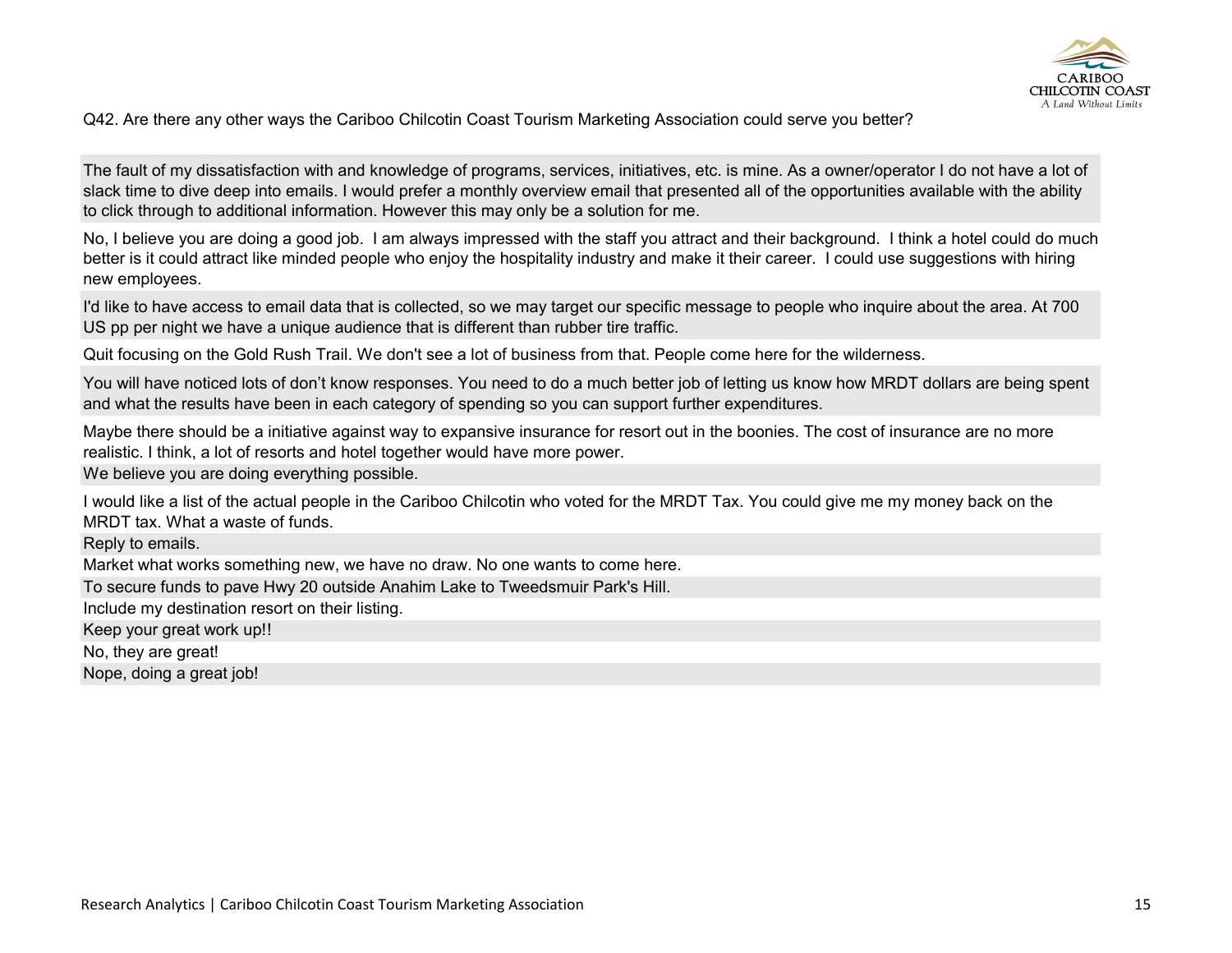Q42. Are there any other ways the Cariboo Chilcotin Coast Tourism Marketing Association could serve you better?

The fault of my dissatisfaction with and knowledge of programs, services, initiatives, etc. is mine. As a owner/operator I do not have a lot of slack time to dive deep into emails. I would prefer a monthly overview email that presented all of the opportunities available with the ability to click through to additional information. However this may only be a solution for me.

No, I believe you are doing a good job.  I am always impressed with the staff you attract and their background.  I think a hotel could do much better is it could attract like minded people who enjoy the hospitality industry and make it their career.  I could use suggestions with hiring new employees.

I'd like to have access to email data that is collected, so we may target our specific message to people who inquire about the area. At 700 US pp per night we have a unique audience that is different than rubber tire traffic.

Quit focusing on the Gold Rush Trail. We don't see a lot of business from that. People come here for the wilderness.

You will have noticed lots of don't know responses. You need to do a much better job of letting us know how MRDT dollars are being spent and what the results have been in each category of spending so you can support further expenditures.

Maybe there should be a initiative against way to expansive insurance for resort out in the boonies. The cost of insurance are no more realistic. I think, a lot of resorts and hotel together would have more power.

We believe you are doing everything possible.

I would like a list of the actual people in the Cariboo Chilcotin who voted for the MRDT Tax. You could give me my money back on the MRDT tax. What a waste of funds.

Reply to emails.

Market what works something new, we have no draw. No one wants to come here.

To secure funds to pave Hwy 20 outside Anahim Lake to Tweedsmuir Park's Hill.

Include my destination resort on their listing.

Keep your great work up!!

No, they are great!

Nope, doing a great job!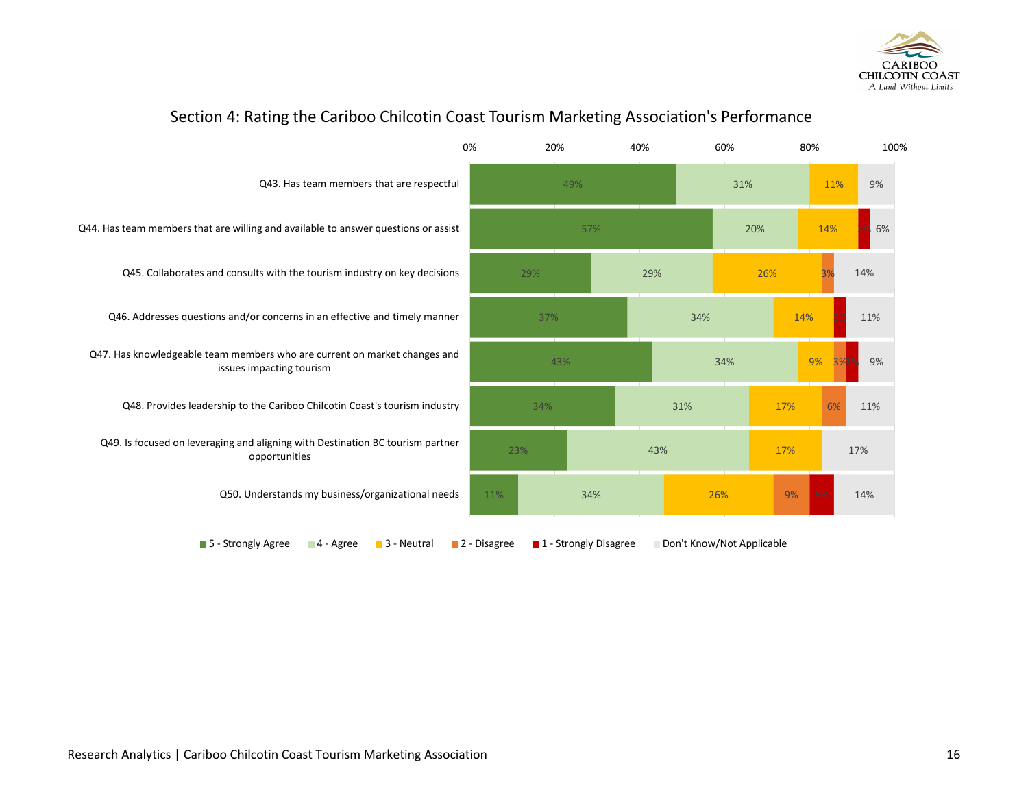## Section 4: Rating the Cariboo Chilcotin Coast Tourism Marketing Association's Performance

| Statement | 5 - Strongly Agree | 4 - Agree | 3 - Neutral | 2 - Disagree | 1 - Strongly Disagree | Don't Know/Not Applicable |
|---|---|---|---|---|---|---|
| Q43. Has team members that are respectful | 49% | 31% | 11% | | | 9% |
| Q44. Has team members that are willing and available to answer questions or assist | 57% | 20% | 14% | | 3% | 6% |
| Q45. Collaborates and consults with the tourism industry on key decisions | 29% | 29% | 26% | 3% | | 14% |
| Q46. Addresses questions and/or concerns in an effective and timely manner | 37% | 34% | 14% | | 3% | 11% |
| Q47. Has knowledgeable team members who are current on market changes and issues impacting tourism | 43% | 34% | 9% | 3% | 3% | 9% |
| Q48. Provides leadership to the Cariboo Chilcotin Coast's tourism industry | 34% | 31% | 17% | 6% | | 11% |
| Q49. Is focused on leveraging and aligning with Destination BC tourism partner opportunities | 23% | 43% | 17% | | | 17% |
| Q50. Understands my business/organizational needs | 11% | 34% | 26% | 9% | 6% | 14% |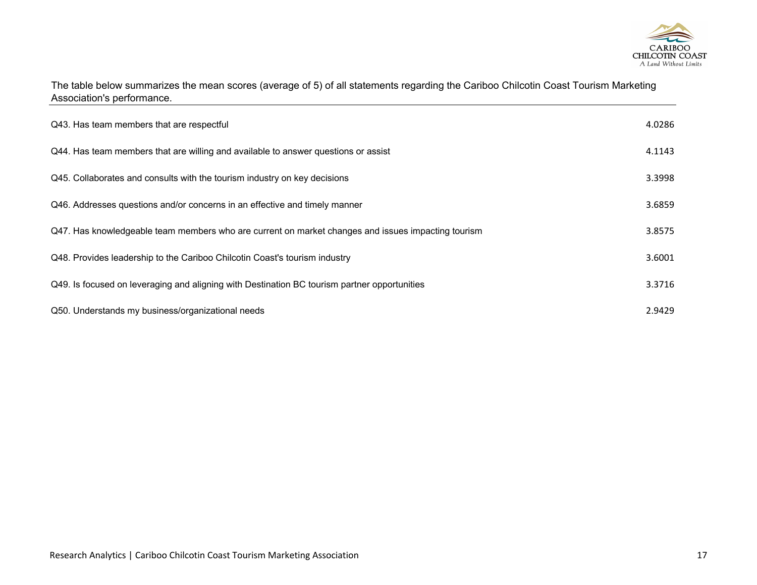The table below summarizes the mean scores (average of 5) of all statements regarding the Cariboo Chilcotin Coast Tourism Marketing Association's performance.

| Statement | Mean |
| --- | --- |
| Q43. Has team members that are respectful | 4.0286 |
| Q44. Has team members that are willing and available to answer questions or assist | 4.1143 |
| Q45. Collaborates and consults with the tourism industry on key decisions | 3.3998 |
| Q46. Addresses questions and/or concerns in an effective and timely manner | 3.6859 |
| Q47. Has knowledgeable team members who are current on market changes and issues impacting tourism | 3.8575 |
| Q48. Provides leadership to the Cariboo Chilcotin Coast's tourism industry | 3.6001 |
| Q49. Is focused on leveraging and aligning with Destination BC tourism partner opportunities | 3.3716 |
| Q50. Understands my business/organizational needs | 2.9429 |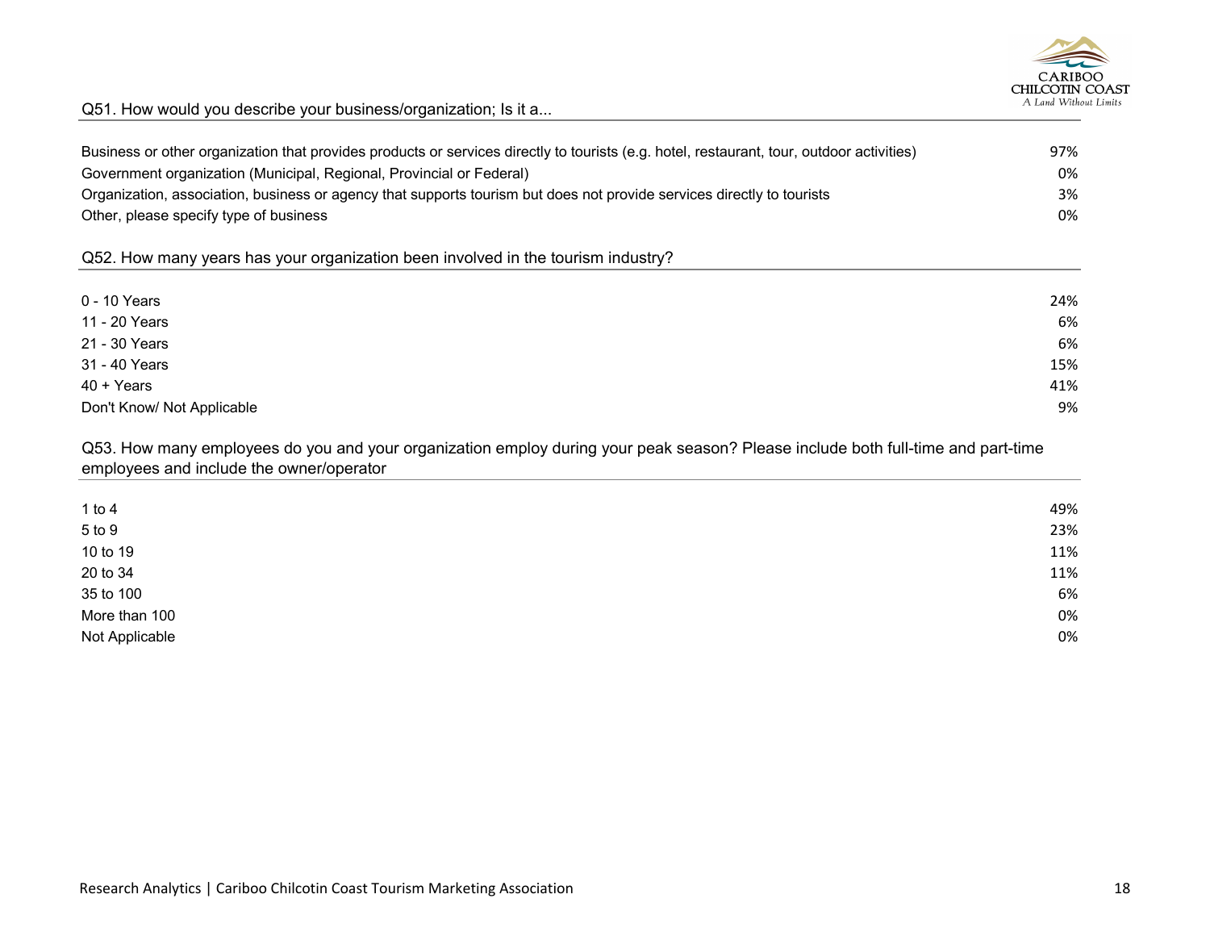### Q51. How would you describe your business/organization; Is it a...

| | |
|---|---|
| Business or other organization that provides products or services directly to tourists (e.g. hotel, restaurant, tour, outdoor activities) | 97% |
| Government organization (Municipal, Regional, Provincial or Federal) | 0% |
| Organization, association, business or agency that supports tourism but does not provide services directly to tourists | 3% |
| Other, please specify type of business | 0% |

### Q52. How many years has your organization been involved in the tourism industry?

| | |
|---|---|
| 0 - 10 Years | 24% |
| 11 - 20 Years | 6% |
| 21 - 30 Years | 6% |
| 31 - 40 Years | 15% |
| 40 + Years | 41% |
| Don't Know/ Not Applicable | 9% |

### Q53. How many employees do you and your organization employ during your peak season? Please include both full-time and part-time employees and include the owner/operator

| | |
|---|---|
| 1 to 4 | 49% |
| 5 to 9 | 23% |
| 10 to 19 | 11% |
| 20 to 34 | 11% |
| 35 to 100 | 6% |
| More than 100 | 0% |
| Not Applicable | 0% |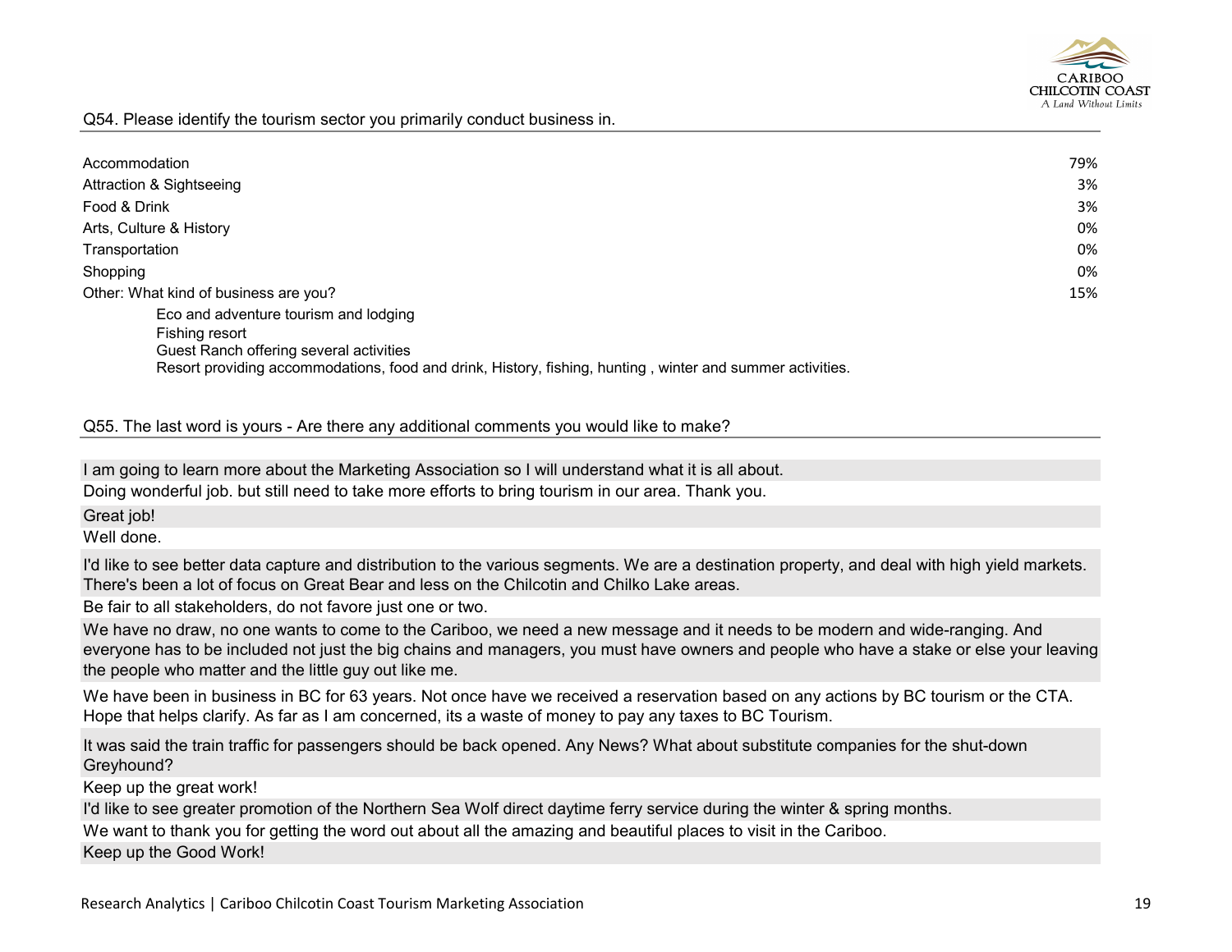Q54. Please identify the tourism sector you primarily conduct business in.

| | |
|---|---|
| Accommodation | 79% |
| Attraction & Sightseeing | 3% |
| Food & Drink | 3% |
| Arts, Culture & History | 0% |
| Transportation | 0% |
| Shopping | 0% |
| Other: What kind of business are you? | 15% |

Eco and adventure tourism and lodging
Fishing resort
Guest Ranch offering several activities
Resort providing accommodations, food and drink, History, fishing, hunting , winter and summer activities.

Q55. The last word is yours - Are there any additional comments you would like to make?

I am going to learn more about the Marketing Association so I will understand what it is all about.

Doing wonderful job. but still need to take more efforts to bring tourism in our area. Thank you.

Great job!

Well done.

I'd like to see better data capture and distribution to the various segments. We are a destination property, and deal with high yield markets. There's been a lot of focus on Great Bear and less on the Chilcotin and Chilko Lake areas.

Be fair to all stakeholders, do not favore just one or two.

We have no draw, no one wants to come to the Cariboo, we need a new message and it needs to be modern and wide-ranging. And everyone has to be included not just the big chains and managers, you must have owners and people who have a stake or else your leaving the people who matter and the little guy out like me.

We have been in business in BC for 63 years. Not once have we received a reservation based on any actions by BC tourism or the CTA. Hope that helps clarify. As far as I am concerned, its a waste of money to pay any taxes to BC Tourism.

It was said the train traffic for passengers should be back opened. Any News? What about substitute companies for the shut-down Greyhound?

Keep up the great work!

I'd like to see greater promotion of the Northern Sea Wolf direct daytime ferry service during the winter & spring months.

We want to thank you for getting the word out about all the amazing and beautiful places to visit in the Cariboo.

Keep up the Good Work!